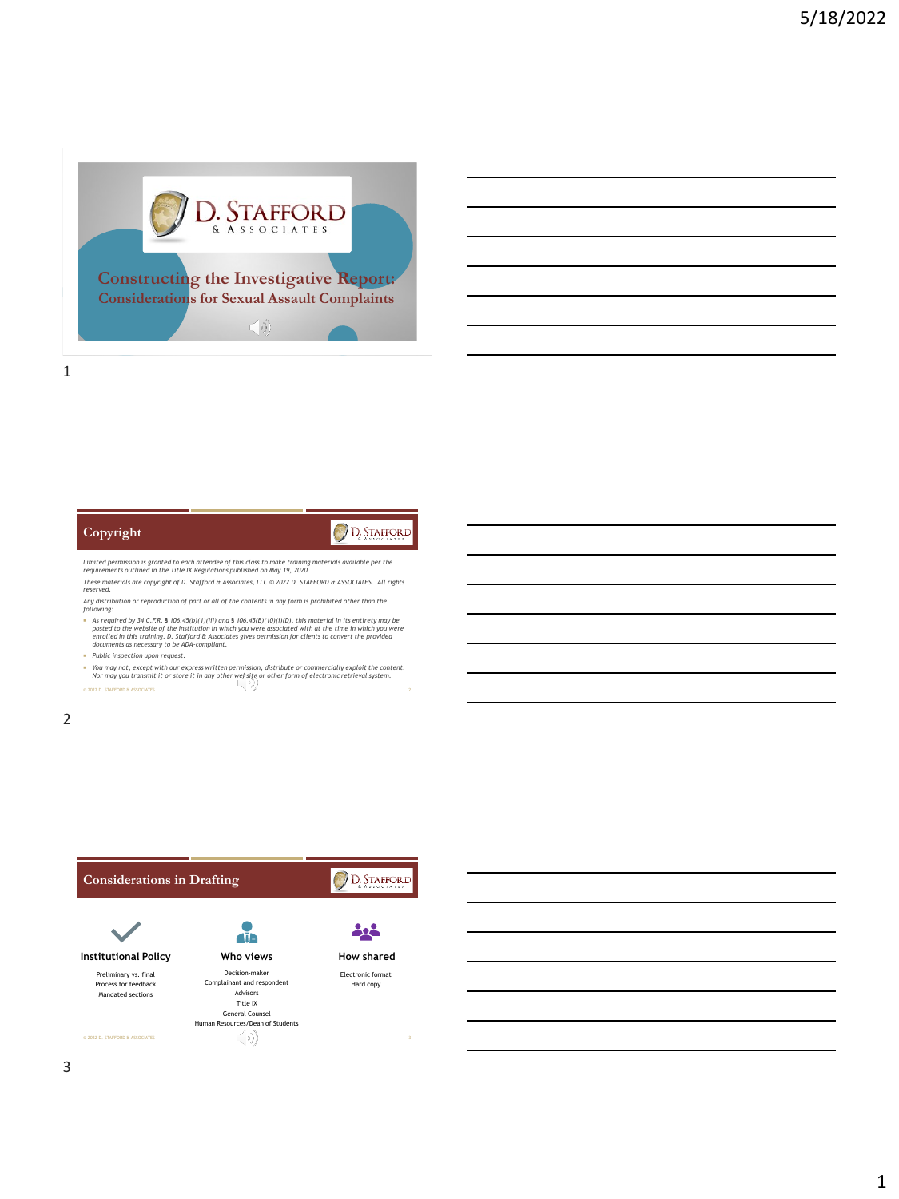# Constructing the Investigative Report: Considerations for Sexual Assault Complaints

D. STAFFORD & ASSOCIATES

## Copyright

*Limited permission is granted to each attendee of this class to make training materials available per the requirements outlined in the Title IX Regulations published on May 19, 2020*

*These materials are copyright of D. Stafford & Associates, LLC © 2022 D. STAFFORD & ASSOCIATES. All rights reserved.*

*Any distribution or reproduction of part or all of the contents in any form is prohibited other than the following:*

- *As required by 34 C.F.R. § 106.45(b)(1)(iii) and § 106.45(B)(10)(i)(D), this material in its entirety may be posted to the website of the institution in which you were associated with at the time in which you were enrolled in this training. D. Stafford & Associates gives permission for clients to convert the provided documents as necessary to be ADA-compliant.*
- *Public inspection upon request.*
- *You may not, except with our express written permission, distribute or commercially exploit the content. Nor may you transmit it or store it in any other website or other form of electronic retrieval system.*

© 2022 D. STAFFORD & ASSOCIATES

## Considerations in Drafting

**Institutional Policy**

Preliminary vs. final
Process for feedback
Mandated sections

**Who views**

Decision-maker
Complainant and respondent
Advisors
Title IX
General Counsel
Human Resources/Dean of Students

**How shared**

Electronic format
Hard copy

© 2022 D. STAFFORD & ASSOCIATES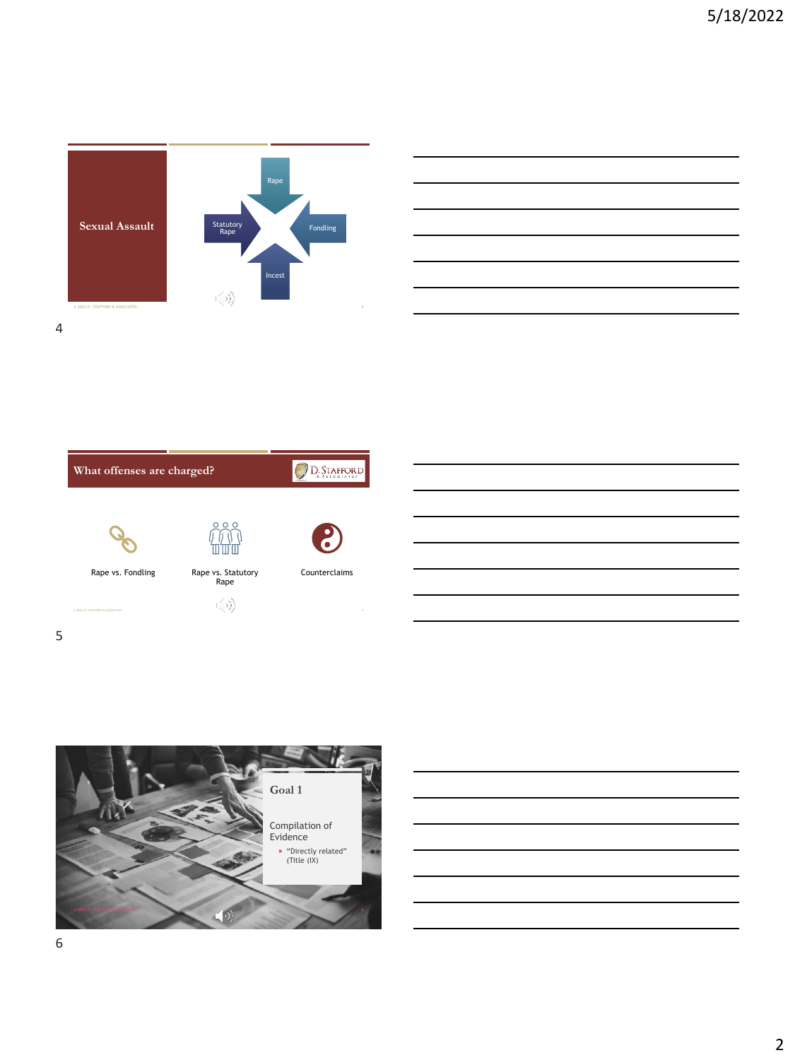## Sexual Assault

- Rape
- Statutory Rape
- Fondling
- Incest

## What offenses are charged?

- Rape vs. Fondling
- Rape vs. Statutory Rape
- Counterclaims

## Goal 1

Compilation of Evidence

- "Directly related" (Title (IX)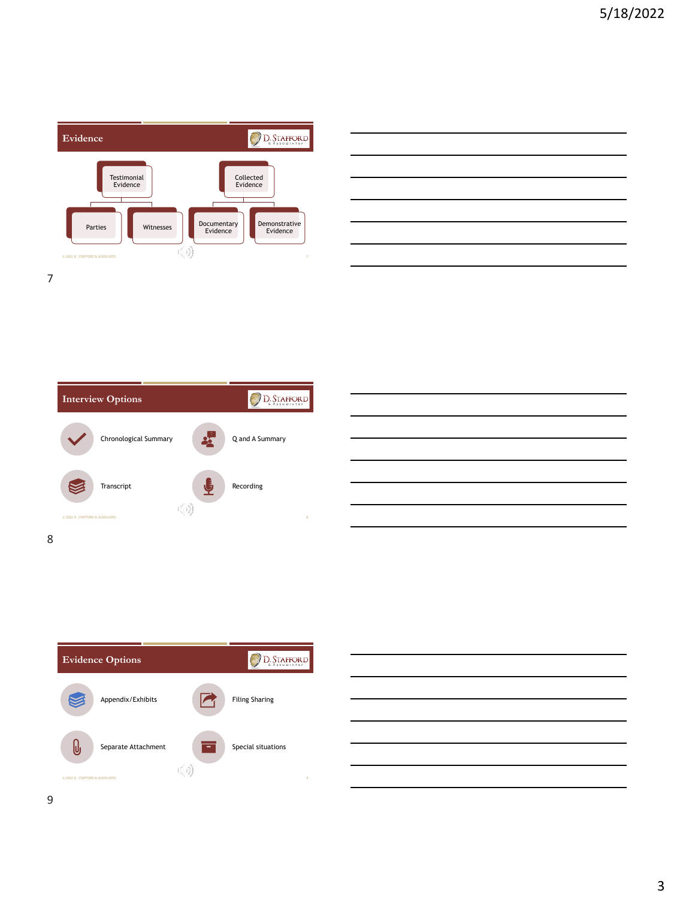## Evidence

- Testimonial Evidence
  - Parties
  - Witnesses
- Collected Evidence
  - Documentary Evidence
  - Demonstrative Evidence

## Interview Options

- Chronological Summary
- Q and A Summary
- Transcript
- Recording

## Evidence Options

- Appendix/Exhibits
- Filing Sharing
- Separate Attachment
- Special situations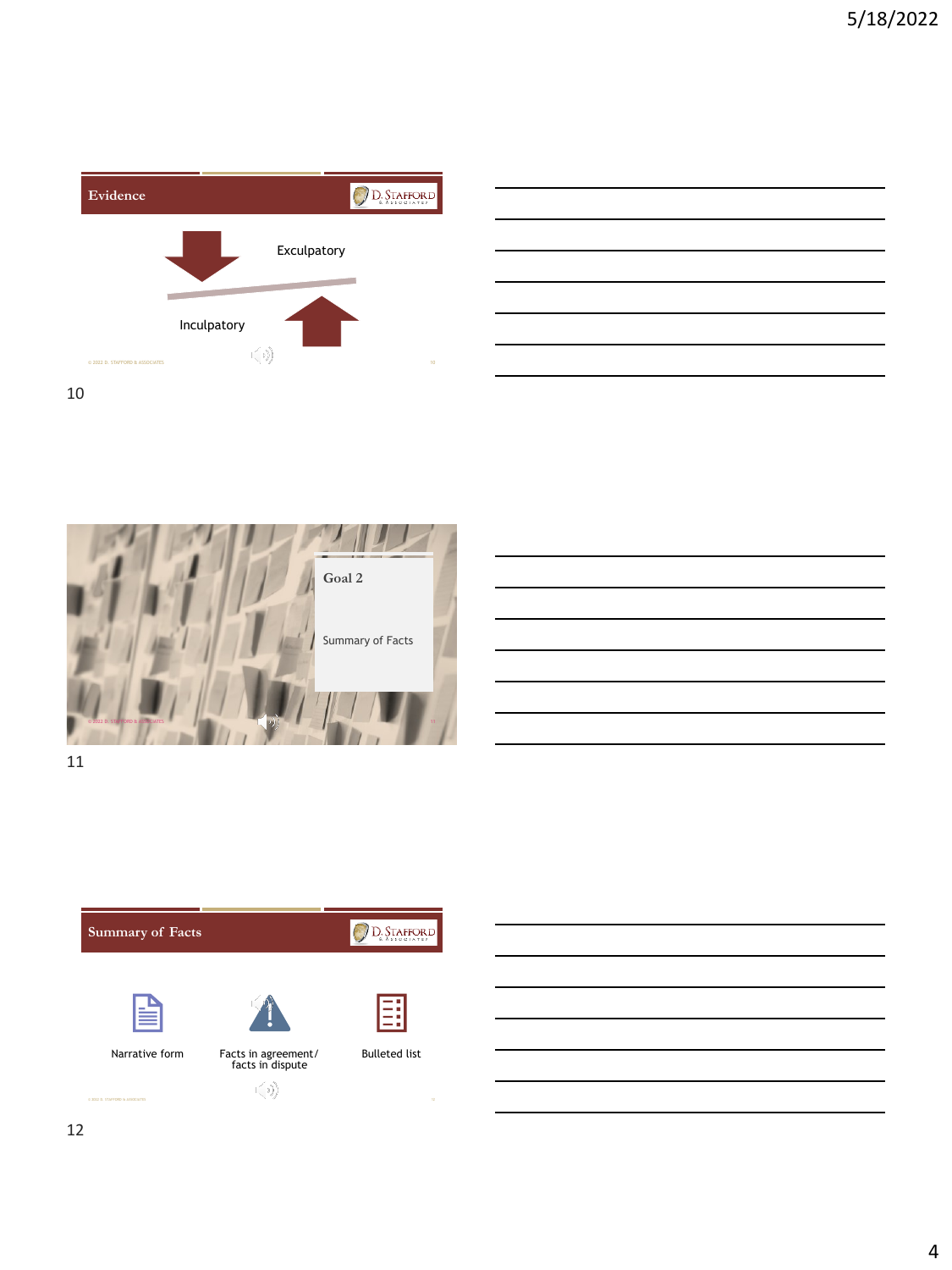## Evidence

Exculpatory

Inculpatory

## Goal 2

Summary of Facts

## Summary of Facts

- Narrative form
- Facts in agreement/ facts in dispute
- Bulleted list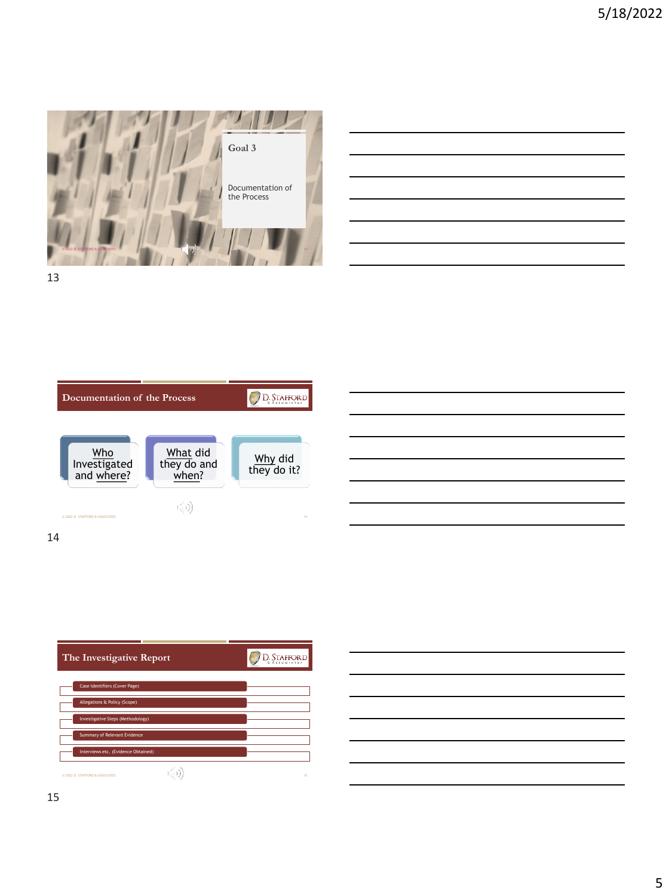## Goal 3

Documentation of the Process

## Documentation of the Process

- Who Investigated and where?
- What did they do and when?
- Why did they do it?

## The Investigative Report

- Case Identifiers (Cover Page)
- Allegations & Policy (Scope)
- Investigative Steps (Methodology)
- Summary of Relevant Evidence
- Interviews etc. (Evidence Obtained)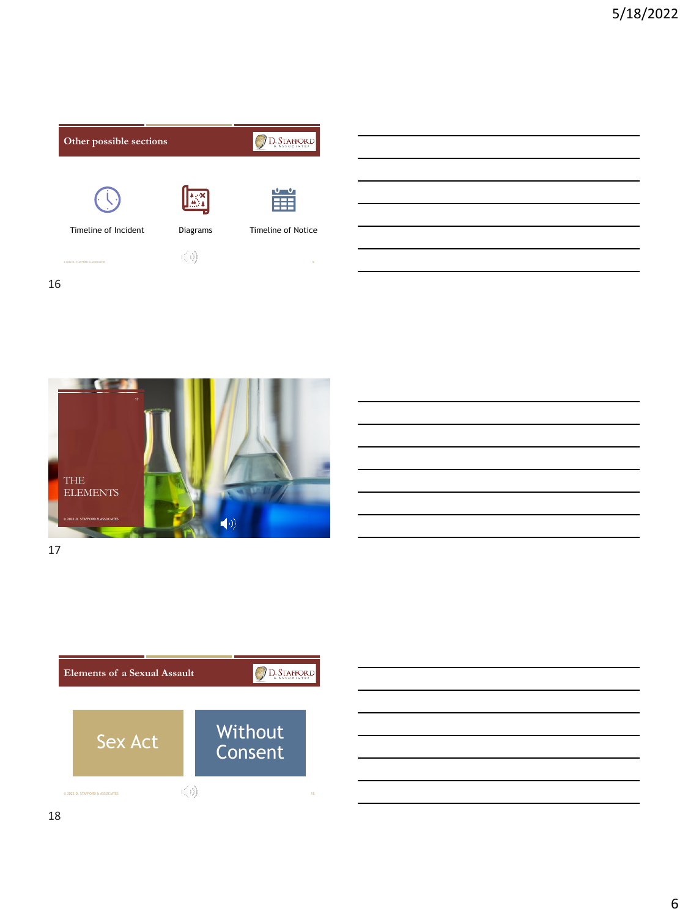## Other possible sections

- Timeline of Incident
- Diagrams
- Timeline of Notice

16

## THE ELEMENTS

17

## Elements of a Sexual Assault

- Sex Act
- Without Consent

18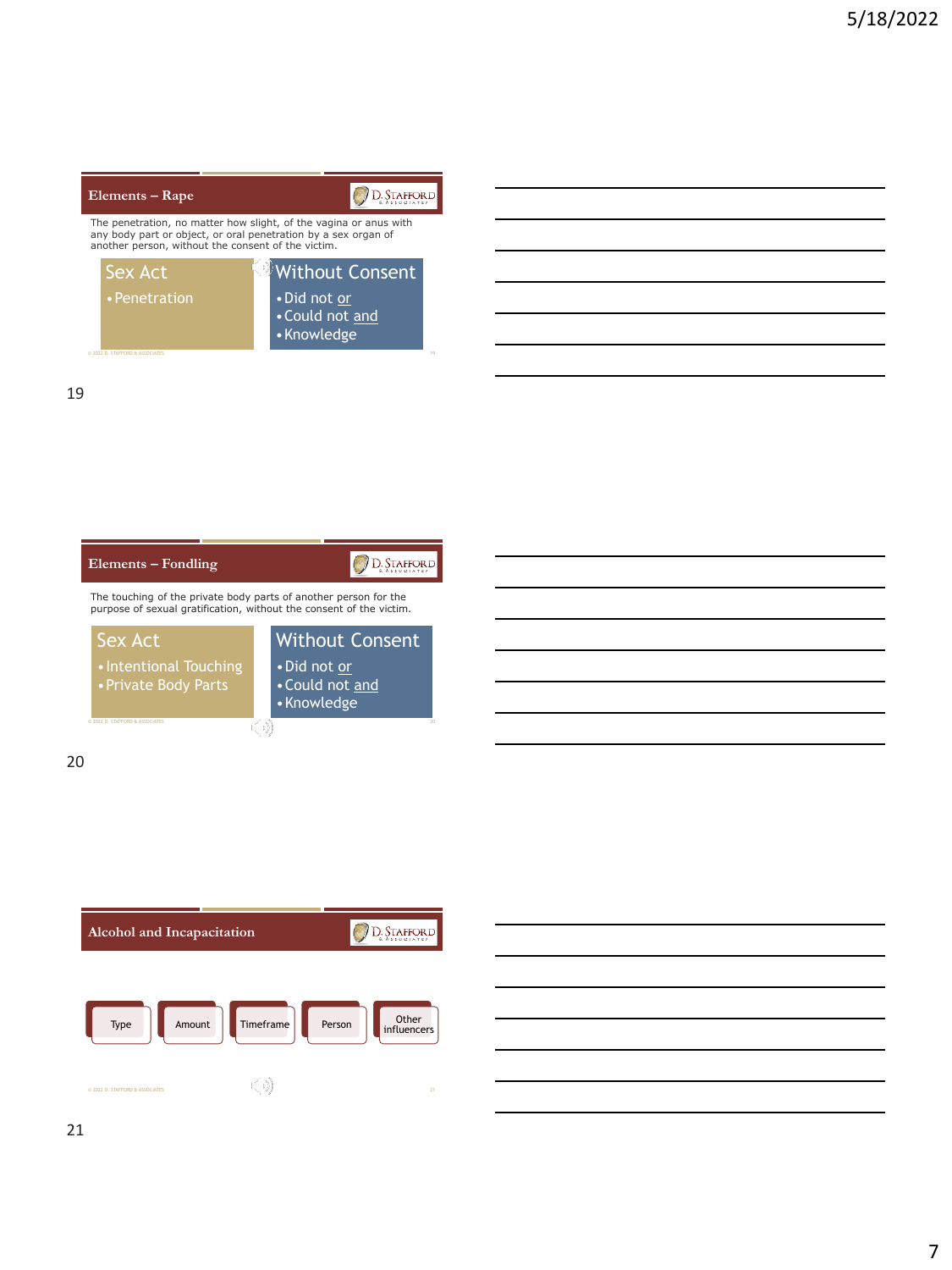## Elements – Rape

The penetration, no matter how slight, of the vagina or anus with any body part or object, or oral penetration by a sex organ of another person, without the consent of the victim.

**Sex Act**
- Penetration

**Without Consent**
- Did not or
- Could not and
- Knowledge

## Elements – Fondling

The touching of the private body parts of another person for the purpose of sexual gratification, without the consent of the victim.

**Sex Act**
- Intentional Touching
- Private Body Parts

**Without Consent**
- Did not or
- Could not and
- Knowledge

## Alcohol and Incapacitation

- Type
- Amount
- Timeframe
- Person
- Other influencers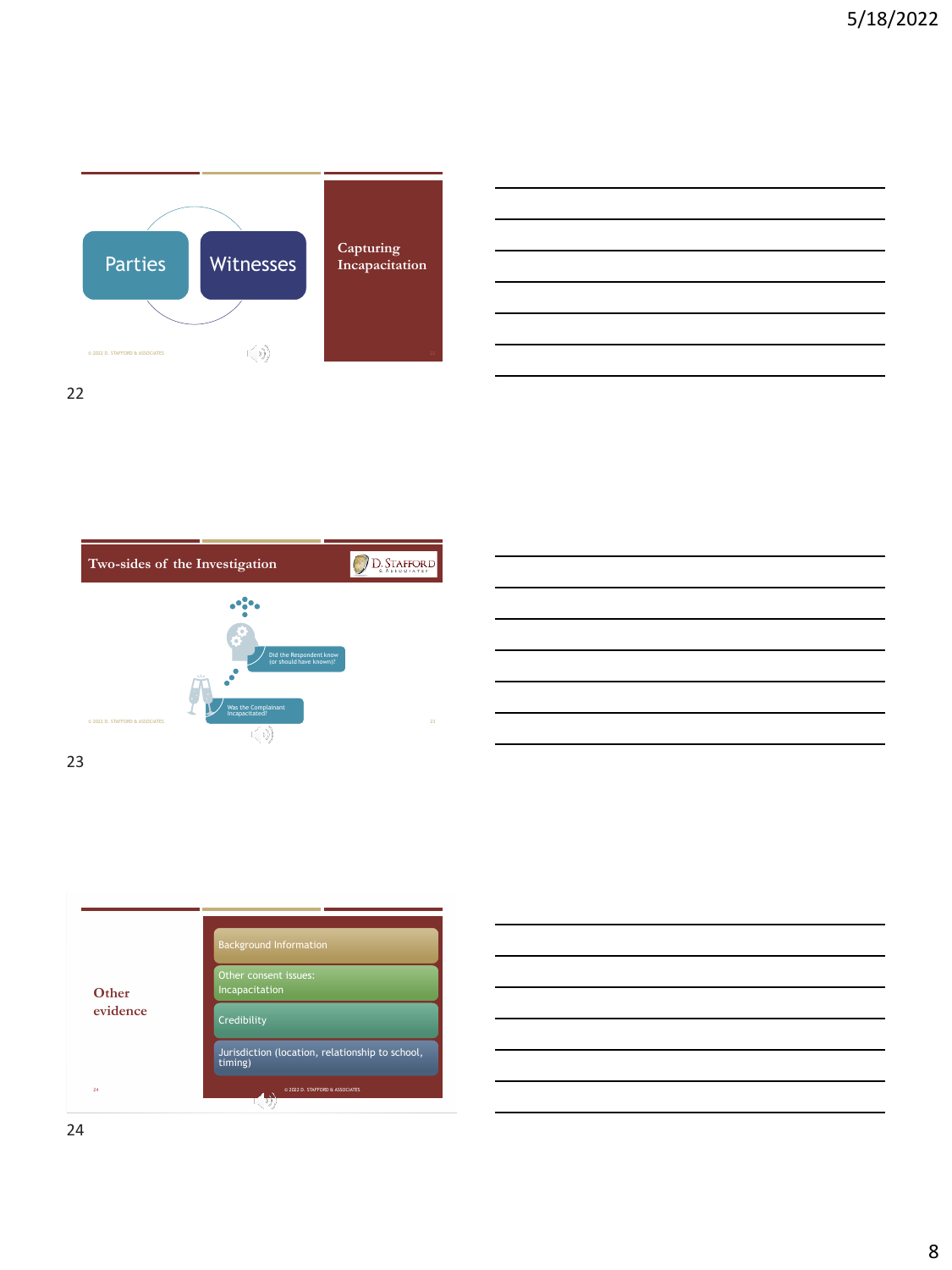## Slide 22

Parties

Witnesses

### Capturing Incapacitation

© 2022 D. STAFFORD & ASSOCIATES

---

## Slide 23

### Two-sides of the Investigation

D. STAFFORD & ASSOCIATES

Did the Respondent know (or should have known)?

Was the Complainant Incapacitated?

© 2022 D. STAFFORD & ASSOCIATES

---

## Slide 24

### Other evidence

- Background Information
- Other consent issues: Incapacitation
- Credibility
- Jurisdiction (location, relationship to school, timing)

© 2022 D. STAFFORD & ASSOCIATES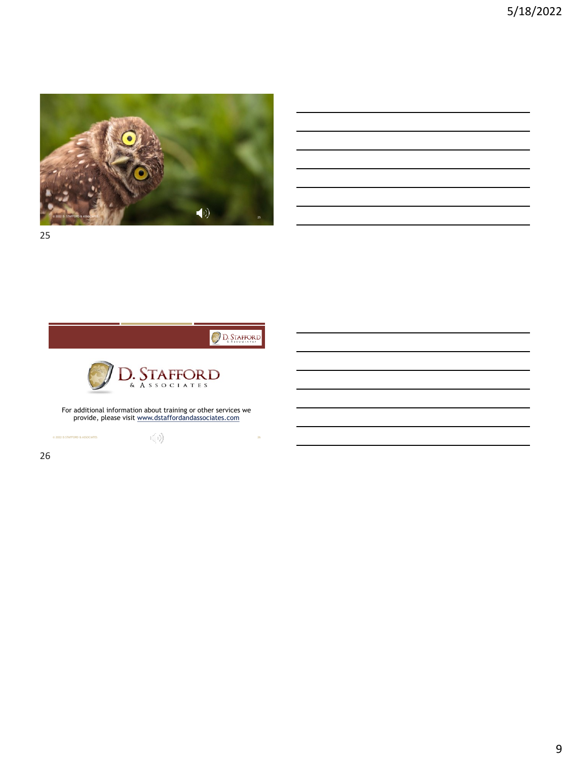D. STAFFORD & ASSOCIATES

For additional information about training or other services we provide, please visit www.dstaffordandassociates.com